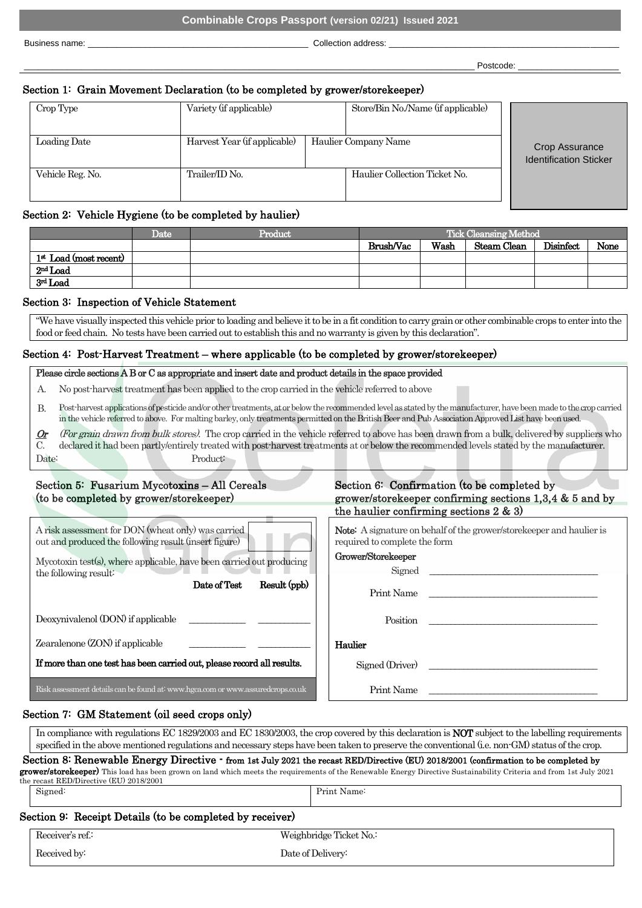# Combinable Crops Passport (version 02/21) Issued 2021

Business name: ______________________________________________ Collection address: ______________________________________________

______________________________________________ Postcode: ______________________

## Section 1: Grain Movement Declaration (to be completed by grower/storekeeper)

| Crop Type | Variety (if applicable) | | Store/Bin No./Name (if applicable) | Crop Assurance Identification Sticker |
|---|---|---|---|---|
| Loading Date | Harvest Year (if applicable) | Haulier Company Name | | |
| Vehicle Reg. No. | Trailer/ID No. | | Haulier Collection Ticket No. | |

## Section 2: Vehicle Hygiene (to be completed by haulier)

| | Date | Product | Tick Cleansing Method | | | | |
|---|---|---|---|---|---|---|---|
| | | | Brush/Vac | Wash | Steam Clean | Disinfect | None |
| 1st Load (most recent) | | | | | | | |
| 2nd Load | | | | | | | |
| 3rd Load | | | | | | | |

## Section 3: Inspection of Vehicle Statement

"We have visually inspected this vehicle prior to loading and believe it to be in a fit condition to carry grain or other combinable crops to enter into the food or feed chain. No tests have been carried out to establish this and no warranty is given by this declaration".

## Section 4: Post-Harvest Treatment – where applicable (to be completed by grower/storekeeper)

**Please circle sections A B or C as appropriate and insert date and product details in the space provided**

A. No post-harvest treatment has been applied to the crop carried in the vehicle referred to above

B. Post-harvest applications of pesticide and/or other treatments, at or below the recommended level as stated by the manufacturer, have been made to the crop carried in the vehicle referred to above. For malting barley, only treatments permitted on the British Beer and Pub Association Approved List have been used.

***Or***

C. *(For grain drawn from bulk stores)*. The crop carried in the vehicle referred to above has been drawn from a bulk, delivered by suppliers who declared it had been partly/entirely treated with post-harvest treatments at or below the recommended levels stated by the manufacturer.

Date: Product:

## Section 5: Fusarium Mycotoxins – All Cereals (to be completed by grower/storekeeper)

A risk assessment for DON (wheat only) was carried out and produced the following result (insert figure) [ ]

Mycotoxin test(s), where applicable, have been carried out producing the following result:

| | Date of Test | Result (ppb) |
|---|---|---|
| Deoxynivalenol (DON) if applicable | ___________ | ___________ |
| Zearalenone (ZON) if applicable | ___________ | ___________ |

**If more than one test has been carried out, please record all results.**

Risk assessment details can be found at: www.hgca.com or www.assuredcrops.co.uk

## Section 6: Confirmation (to be completed by grower/storekeeper confirming sections 1,3,4 & 5 and by the haulier confirming sections 2 & 3)

**Note:** A signature on behalf of the grower/storekeeper and haulier is required to complete the form

**Grower/Storekeeper**

Signed ___________________________________

Print Name ___________________________________

Position ___________________________________

**Haulier**

Signed (Driver) ___________________________________

Print Name ___________________________________

## Section 7: GM Statement (oil seed crops only)

In compliance with regulations EC 1829/2003 and EC 1830/2003, the crop covered by this declaration is **NOT** subject to the labelling requirements specified in the above mentioned regulations and necessary steps have been taken to preserve the conventional (i.e. non-GM) status of the crop.

## Section 8: Renewable Energy Directive - from 1st July 2021 the recast RED/Directive (EU) 2018/2001 (confirmation to be completed by grower/storekeeper)

This load has been grown on land which meets the requirements of the Renewable Energy Directive Sustainability Criteria and from 1st July 2021 the recast RED/Directive (EU) 2018/2001

| Signed: | Print Name: |
|---|---|

## Section 9: Receipt Details (to be completed by receiver)

| Receiver's ref.: | Weighbridge Ticket No.: |
|---|---|
| Received by: | Date of Delivery: |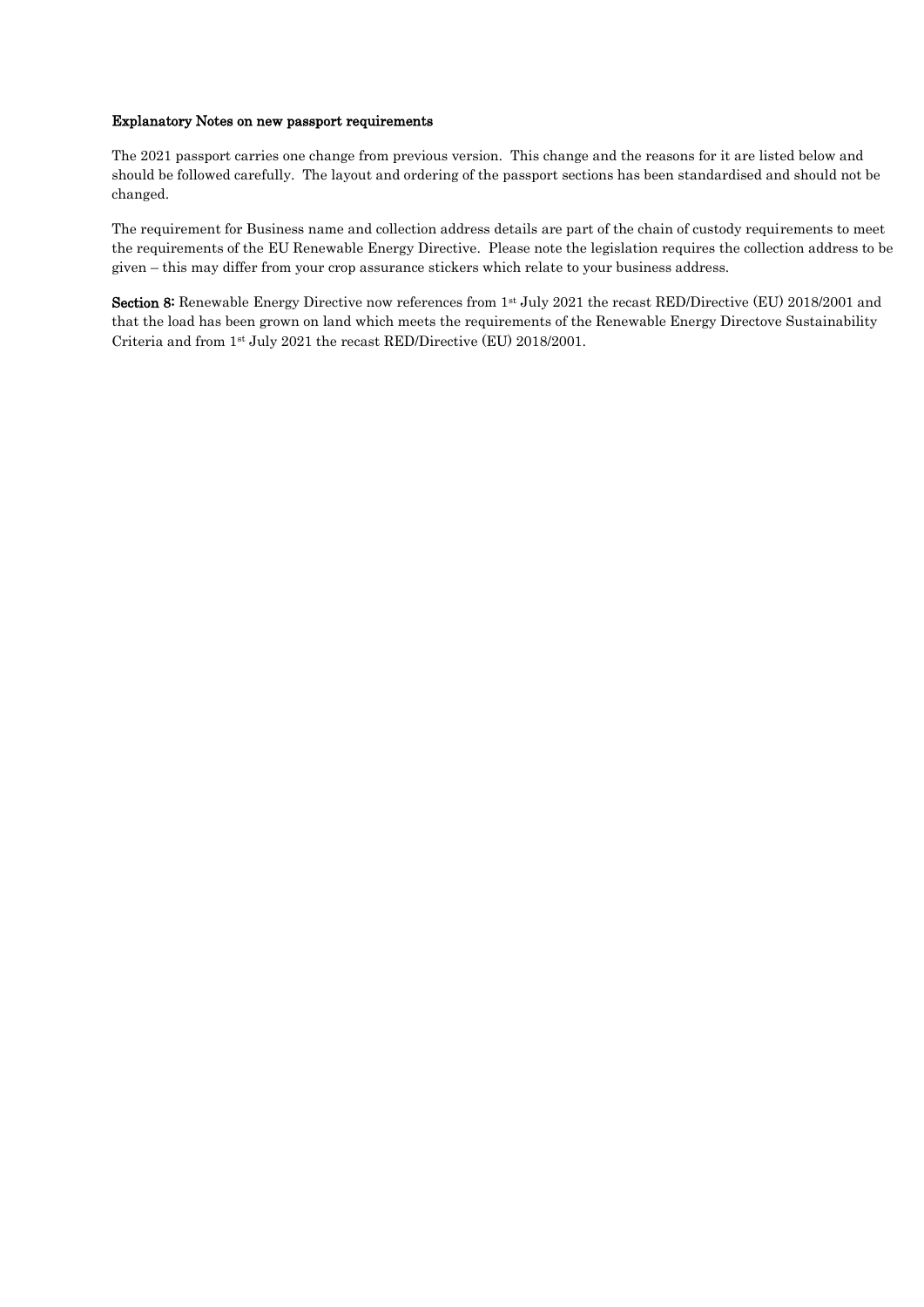**Explanatory Notes on new passport requirements**

The 2021 passport carries one change from previous version. This change and the reasons for it are listed below and should be followed carefully. The layout and ordering of the passport sections has been standardised and should not be changed.

The requirement for Business name and collection address details are part of the chain of custody requirements to meet the requirements of the EU Renewable Energy Directive. Please note the legislation requires the collection address to be given – this may differ from your crop assurance stickers which relate to your business address.

**Section 8:** Renewable Energy Directive now references from 1st July 2021 the recast RED/Directive (EU) 2018/2001 and that the load has been grown on land which meets the requirements of the Renewable Energy Directove Sustainability Criteria and from 1st July 2021 the recast RED/Directive (EU) 2018/2001.